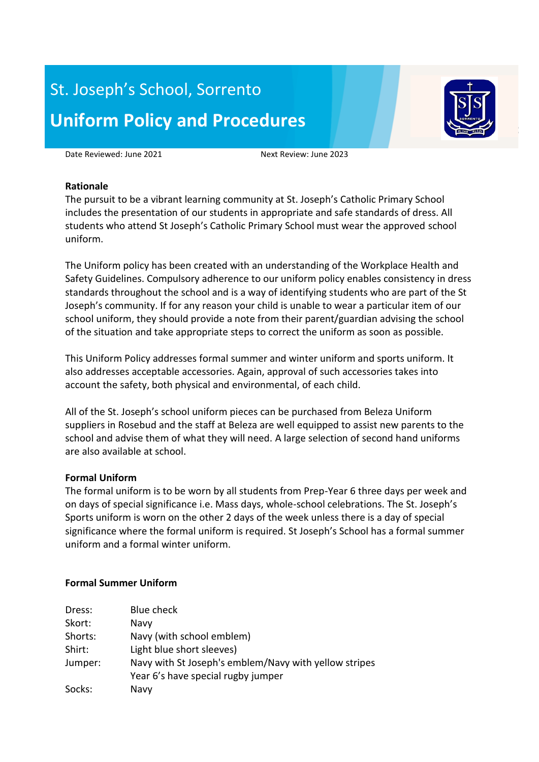St. Joseph's School, Sorrento

# Uniform Policy and Procedures

Date Reviewed: June 2021 Next Review: June 2023

**Rationale**

The pursuit to be a vibrant learning community at St. Joseph's Catholic Primary School includes the presentation of our students in appropriate and safe standards of dress. All students who attend St Joseph's Catholic Primary School must wear the approved school uniform.

The Uniform policy has been created with an understanding of the Workplace Health and Safety Guidelines. Compulsory adherence to our uniform policy enables consistency in dress standards throughout the school and is a way of identifying students who are part of the St Joseph's community. If for any reason your child is unable to wear a particular item of our school uniform, they should provide a note from their parent/guardian advising the school of the situation and take appropriate steps to correct the uniform as soon as possible.

This Uniform Policy addresses formal summer and winter uniform and sports uniform. It also addresses acceptable accessories. Again, approval of such accessories takes into account the safety, both physical and environmental, of each child.

All of the St. Joseph's school uniform pieces can be purchased from Beleza Uniform suppliers in Rosebud and the staff at Beleza are well equipped to assist new parents to the school and advise them of what they will need. A large selection of second hand uniforms are also available at school.

**Formal Uniform**

The formal uniform is to be worn by all students from Prep-Year 6 three days per week and on days of special significance i.e. Mass days, whole-school celebrations. The St. Joseph's Sports uniform is worn on the other 2 days of the week unless there is a day of special significance where the formal uniform is required. St Joseph's School has a formal summer uniform and a formal winter uniform.

**Formal Summer Uniform**

| | |
|---|---|
| Dress: | Blue check |
| Skort: | Navy |
| Shorts: | Navy (with school emblem) |
| Shirt: | Light blue short sleeves) |
| Jumper: | Navy with St Joseph's emblem/Navy with yellow stripes<br>Year 6's have special rugby jumper |
| Socks: | Navy |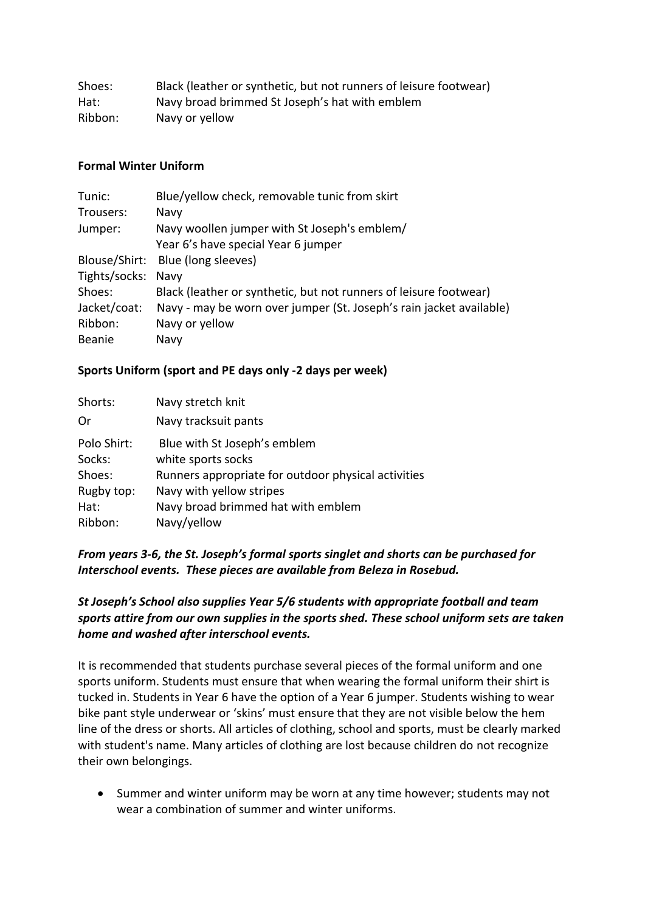| | |
|---|---|
| Shoes: | Black (leather or synthetic, but not runners of leisure footwear) |
| Hat: | Navy broad brimmed St Joseph's hat with emblem |
| Ribbon: | Navy or yellow |

**Formal Winter Uniform**

| | |
|---|---|
| Tunic: | Blue/yellow check, removable tunic from skirt |
| Trousers: | Navy |
| Jumper: | Navy woollen jumper with St Joseph's emblem/ Year 6's have special Year 6 jumper |
| Blouse/Shirt: | Blue (long sleeves) |
| Tights/socks: | Navy |
| Shoes: | Black (leather or synthetic, but not runners of leisure footwear) |
| Jacket/coat: | Navy - may be worn over jumper (St. Joseph's rain jacket available) |
| Ribbon: | Navy or yellow |
| Beanie | Navy |

**Sports Uniform (sport and PE days only -2 days per week)**

| | |
|---|---|
| Shorts: | Navy stretch knit |
| Or | Navy tracksuit pants |
| Polo Shirt: | Blue with St Joseph's emblem |
| Socks: | white sports socks |
| Shoes: | Runners appropriate for outdoor physical activities |
| Rugby top: | Navy with yellow stripes |
| Hat: | Navy broad brimmed hat with emblem |
| Ribbon: | Navy/yellow |

***From years 3-6, the St. Joseph's formal sports singlet and shorts can be purchased for Interschool events. These pieces are available from Beleza in Rosebud.***

***St Joseph's School also supplies Year 5/6 students with appropriate football and team sports attire from our own supplies in the sports shed. These school uniform sets are taken home and washed after interschool events.***

It is recommended that students purchase several pieces of the formal uniform and one sports uniform. Students must ensure that when wearing the formal uniform their shirt is tucked in. Students in Year 6 have the option of a Year 6 jumper. Students wishing to wear bike pant style underwear or 'skins' must ensure that they are not visible below the hem line of the dress or shorts. All articles of clothing, school and sports, must be clearly marked with student's name. Many articles of clothing are lost because children do not recognize their own belongings.

- Summer and winter uniform may be worn at any time however; students may not wear a combination of summer and winter uniforms.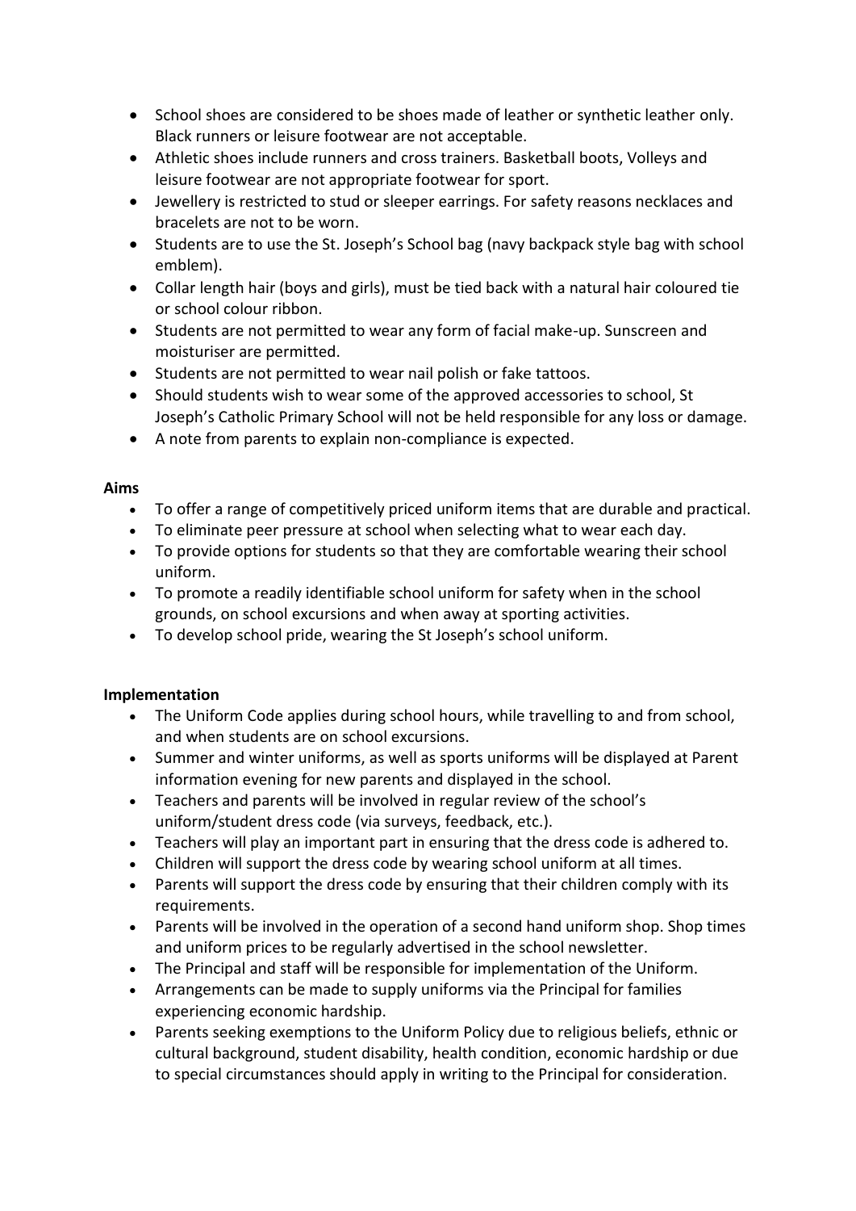- School shoes are considered to be shoes made of leather or synthetic leather only. Black runners or leisure footwear are not acceptable.
- Athletic shoes include runners and cross trainers. Basketball boots, Volleys and leisure footwear are not appropriate footwear for sport.
- Jewellery is restricted to stud or sleeper earrings. For safety reasons necklaces and bracelets are not to be worn.
- Students are to use the St. Joseph's School bag (navy backpack style bag with school emblem).
- Collar length hair (boys and girls), must be tied back with a natural hair coloured tie or school colour ribbon.
- Students are not permitted to wear any form of facial make-up. Sunscreen and moisturiser are permitted.
- Students are not permitted to wear nail polish or fake tattoos.
- Should students wish to wear some of the approved accessories to school, St Joseph's Catholic Primary School will not be held responsible for any loss or damage.
- A note from parents to explain non-compliance is expected.

**Aims**

- To offer a range of competitively priced uniform items that are durable and practical.
- To eliminate peer pressure at school when selecting what to wear each day.
- To provide options for students so that they are comfortable wearing their school uniform.
- To promote a readily identifiable school uniform for safety when in the school grounds, on school excursions and when away at sporting activities.
- To develop school pride, wearing the St Joseph's school uniform.

**Implementation**

- The Uniform Code applies during school hours, while travelling to and from school, and when students are on school excursions.
- Summer and winter uniforms, as well as sports uniforms will be displayed at Parent information evening for new parents and displayed in the school.
- Teachers and parents will be involved in regular review of the school's uniform/student dress code (via surveys, feedback, etc.).
- Teachers will play an important part in ensuring that the dress code is adhered to.
- Children will support the dress code by wearing school uniform at all times.
- Parents will support the dress code by ensuring that their children comply with its requirements.
- Parents will be involved in the operation of a second hand uniform shop. Shop times and uniform prices to be regularly advertised in the school newsletter.
- The Principal and staff will be responsible for implementation of the Uniform.
- Arrangements can be made to supply uniforms via the Principal for families experiencing economic hardship.
- Parents seeking exemptions to the Uniform Policy due to religious beliefs, ethnic or cultural background, student disability, health condition, economic hardship or due to special circumstances should apply in writing to the Principal for consideration.